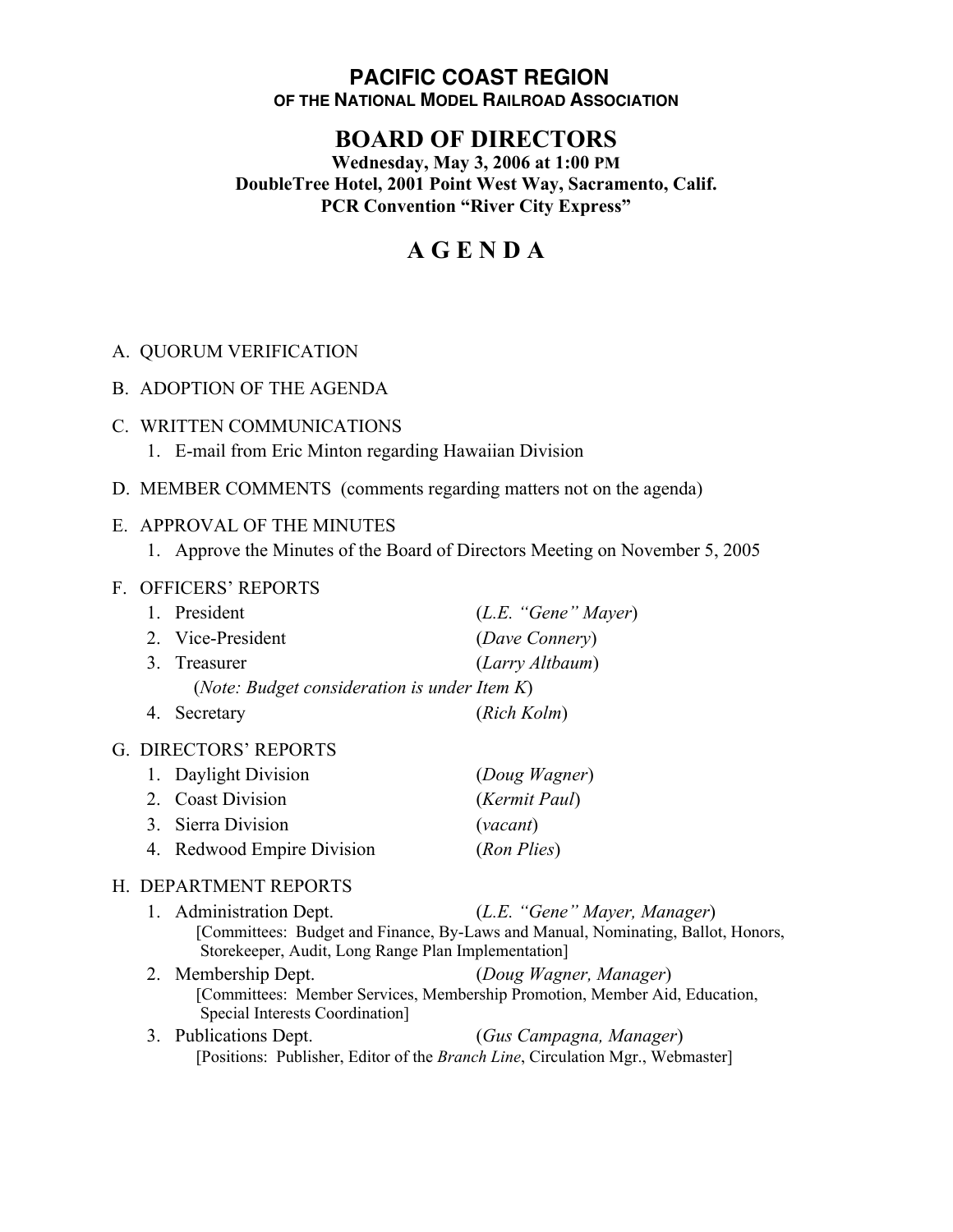# PACIFIC COAST REGION

**OF THE NATIONAL MODEL RAILROAD ASSOCIATION**

## BOARD OF DIRECTORS

**Wednesday, May 3, 2006 at 1:00 PM**
**DoubleTree Hotel, 2001 Point West Way, Sacramento, Calif.**
**PCR Convention "River City Express"**

# A G E N D A

A. QUORUM VERIFICATION

B. ADOPTION OF THE AGENDA

C. WRITTEN COMMUNICATIONS
   1. E-mail from Eric Minton regarding Hawaiian Division

D. MEMBER COMMENTS (comments regarding matters not on the agenda)

E. APPROVAL OF THE MINUTES
   1. Approve the Minutes of the Board of Directors Meeting on November 5, 2005

F. OFFICERS' REPORTS
   1. President (*L.E. "Gene" Mayer*)
   2. Vice-President (*Dave Connery*)
   3. Treasurer (*Larry Altbaum*)
      (*Note: Budget consideration is under Item K*)
   4. Secretary (*Rich Kolm*)

G. DIRECTORS' REPORTS
   1. Daylight Division (*Doug Wagner*)
   2. Coast Division (*Kermit Paul*)
   3. Sierra Division (*vacant*)
   4. Redwood Empire Division (*Ron Plies*)

H. DEPARTMENT REPORTS
   1. Administration Dept. (*L.E. "Gene" Mayer, Manager*)
      [Committees: Budget and Finance, By-Laws and Manual, Nominating, Ballot, Honors, Storekeeper, Audit, Long Range Plan Implementation]
   2. Membership Dept. (*Doug Wagner, Manager*)
      [Committees: Member Services, Membership Promotion, Member Aid, Education, Special Interests Coordination]
   3. Publications Dept. (*Gus Campagna, Manager*)
      [Positions: Publisher, Editor of the *Branch Line*, Circulation Mgr., Webmaster]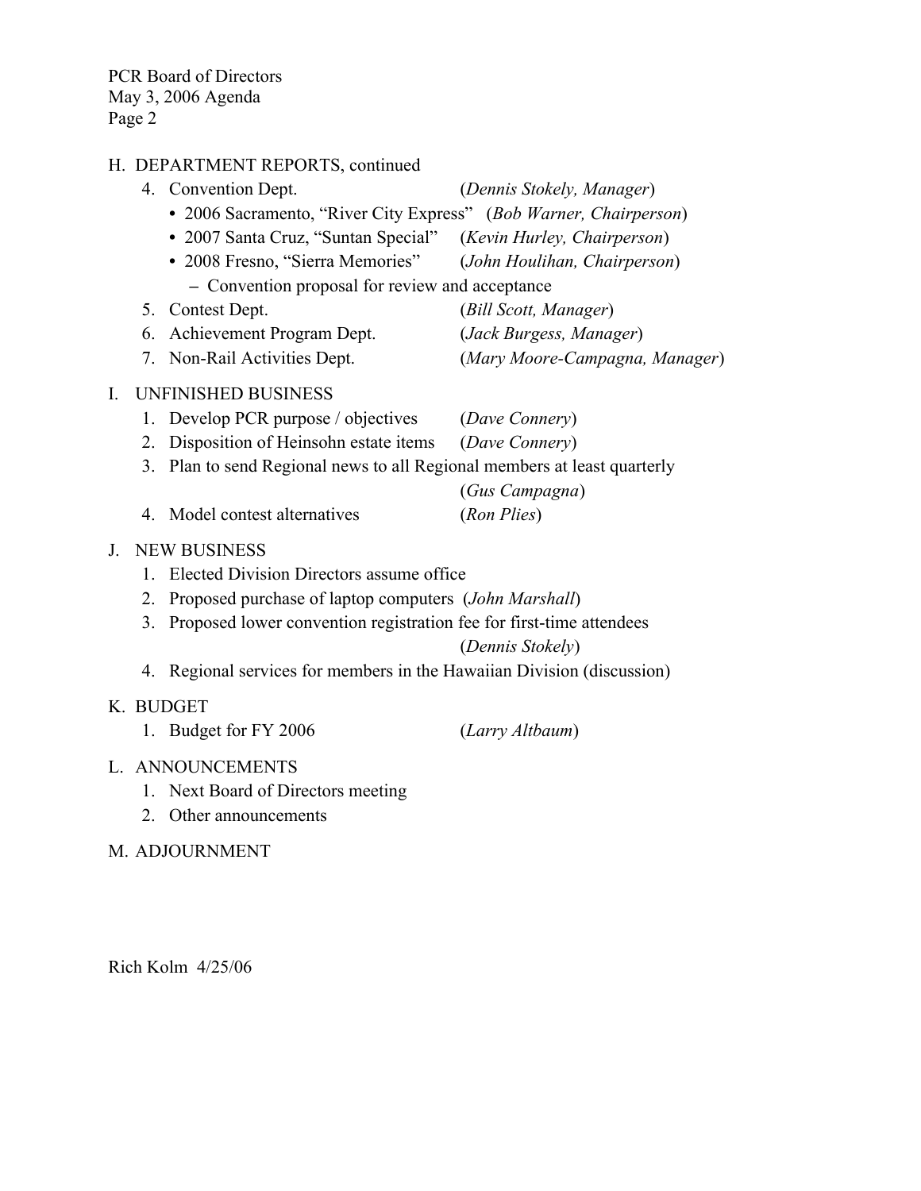H. DEPARTMENT REPORTS, continued

4. Convention Dept. (*Dennis Stokely, Manager*)
   - 2006 Sacramento, "River City Express" (*Bob Warner, Chairperson*)
   - 2007 Santa Cruz, "Suntan Special" (*Kevin Hurley, Chairperson*)
   - 2008 Fresno, "Sierra Memories" (*John Houlihan, Chairperson*)
     - Convention proposal for review and acceptance
5. Contest Dept. (*Bill Scott, Manager*)
6. Achievement Program Dept. (*Jack Burgess, Manager*)
7. Non-Rail Activities Dept. (*Mary Moore-Campagna, Manager*)

I. UNFINISHED BUSINESS

1. Develop PCR purpose / objectives (*Dave Connery*)
2. Disposition of Heinsohn estate items (*Dave Connery*)
3. Plan to send Regional news to all Regional members at least quarterly (*Gus Campagna*)
4. Model contest alternatives (*Ron Plies*)

J. NEW BUSINESS

1. Elected Division Directors assume office
2. Proposed purchase of laptop computers (*John Marshall*)
3. Proposed lower convention registration fee for first-time attendees (*Dennis Stokely*)
4. Regional services for members in the Hawaiian Division (discussion)

K. BUDGET

1. Budget for FY 2006 (*Larry Altbaum*)

L. ANNOUNCEMENTS

1. Next Board of Directors meeting
2. Other announcements

M. ADJOURNMENT

Rich Kolm 4/25/06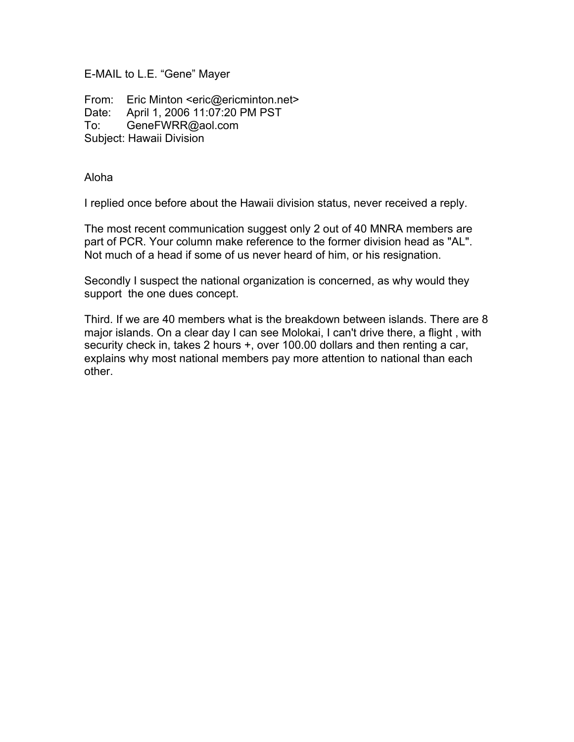E-MAIL to L.E. “Gene” Mayer

From: Eric Minton <eric@ericminton.net>
Date: April 1, 2006 11:07:20 PM PST
To: GeneFWRR@aol.com
Subject: Hawaii Division

Aloha

I replied once before about the Hawaii division status, never received a reply.

The most recent communication suggest only 2 out of 40 MNRA members are part of PCR. Your column make reference to the former division head as "AL". Not much of a head if some of us never heard of him, or his resignation.

Secondly I suspect the national organization is concerned, as why would they support the one dues concept.

Third. If we are 40 members what is the breakdown between islands. There are 8 major islands. On a clear day I can see Molokai, I can't drive there, a flight , with security check in, takes 2 hours +, over 100.00 dollars and then renting a car, explains why most national members pay more attention to national than each other.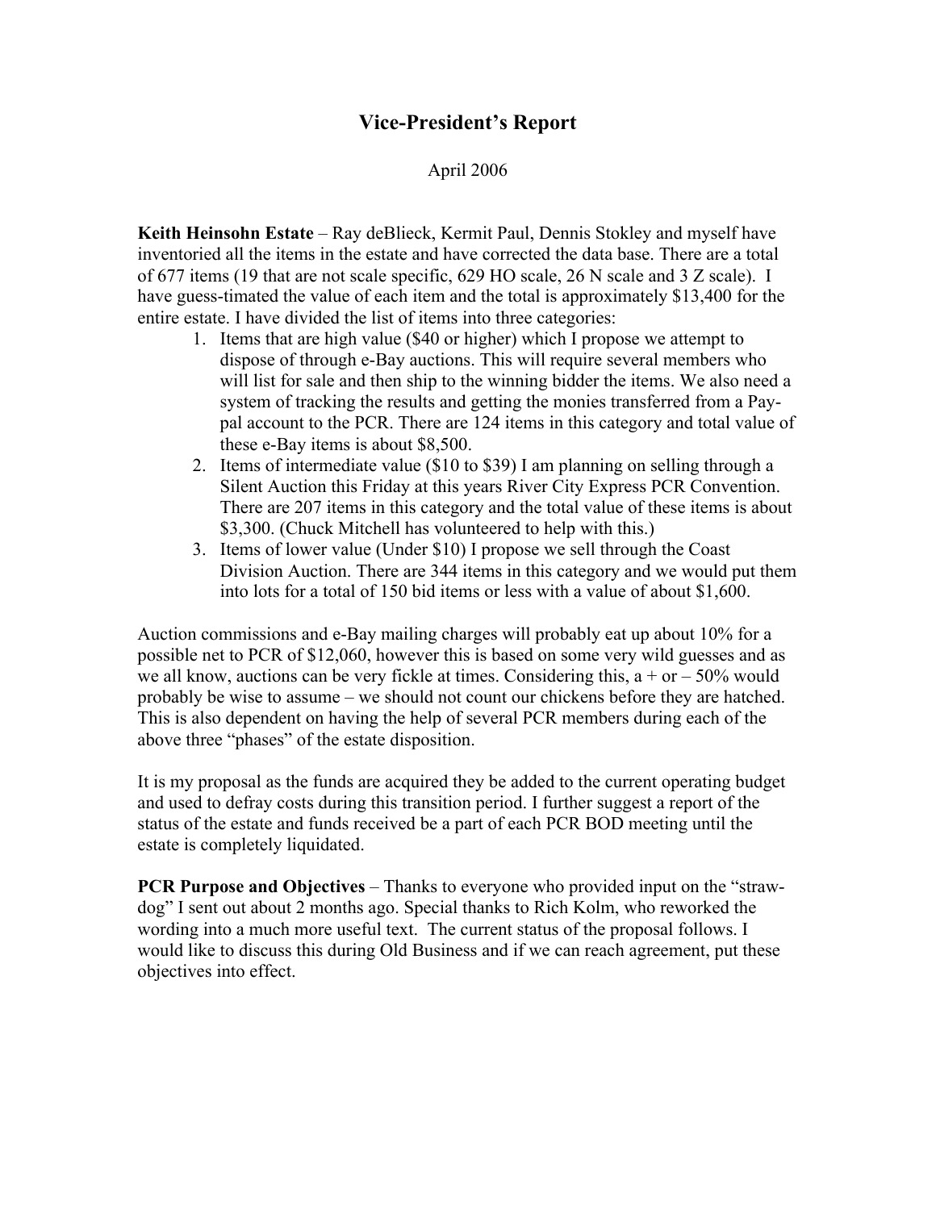# Vice-President's Report

April 2006

**Keith Heinsohn Estate** – Ray deBlieck, Kermit Paul, Dennis Stokley and myself have inventoried all the items in the estate and have corrected the data base. There are a total of 677 items (19 that are not scale specific, 629 HO scale, 26 N scale and 3 Z scale). I have guess-timated the value of each item and the total is approximately $13,400 for the entire estate. I have divided the list of items into three categories:

1. Items that are high value ($40 or higher) which I propose we attempt to dispose of through e-Bay auctions. This will require several members who will list for sale and then ship to the winning bidder the items. We also need a system of tracking the results and getting the monies transferred from a Pay-pal account to the PCR. There are 124 items in this category and total value of these e-Bay items is about $8,500.
2. Items of intermediate value ($10 to $39) I am planning on selling through a Silent Auction this Friday at this years River City Express PCR Convention. There are 207 items in this category and the total value of these items is about $3,300. (Chuck Mitchell has volunteered to help with this.)
3. Items of lower value (Under $10) I propose we sell through the Coast Division Auction. There are 344 items in this category and we would put them into lots for a total of 150 bid items or less with a value of about $1,600.

Auction commissions and e-Bay mailing charges will probably eat up about 10% for a possible net to PCR of $12,060, however this is based on some very wild guesses and as we all know, auctions can be very fickle at times. Considering this, a + or – 50% would probably be wise to assume – we should not count our chickens before they are hatched. This is also dependent on having the help of several PCR members during each of the above three "phases" of the estate disposition.

It is my proposal as the funds are acquired they be added to the current operating budget and used to defray costs during this transition period. I further suggest a report of the status of the estate and funds received be a part of each PCR BOD meeting until the estate is completely liquidated.

**PCR Purpose and Objectives** – Thanks to everyone who provided input on the "straw-dog" I sent out about 2 months ago. Special thanks to Rich Kolm, who reworked the wording into a much more useful text. The current status of the proposal follows. I would like to discuss this during Old Business and if we can reach agreement, put these objectives into effect.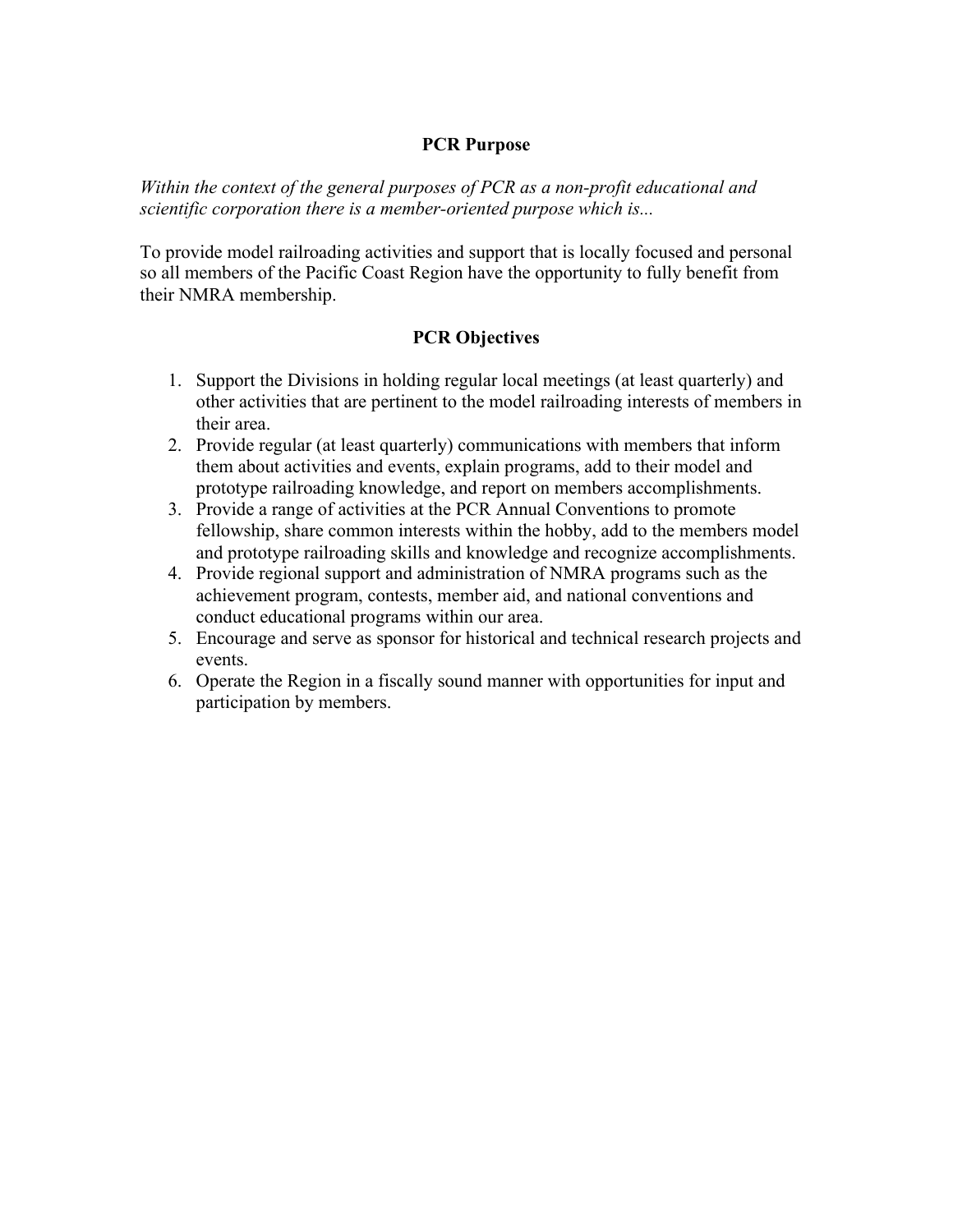## PCR Purpose

*Within the context of the general purposes of PCR as a non-profit educational and scientific corporation there is a member-oriented purpose which is...*

To provide model railroading activities and support that is locally focused and personal so all members of the Pacific Coast Region have the opportunity to fully benefit from their NMRA membership.

## PCR Objectives

1. Support the Divisions in holding regular local meetings (at least quarterly) and other activities that are pertinent to the model railroading interests of members in their area.
2. Provide regular (at least quarterly) communications with members that inform them about activities and events, explain programs, add to their model and prototype railroading knowledge, and report on members accomplishments.
3. Provide a range of activities at the PCR Annual Conventions to promote fellowship, share common interests within the hobby, add to the members model and prototype railroading skills and knowledge and recognize accomplishments.
4. Provide regional support and administration of NMRA programs such as the achievement program, contests, member aid, and national conventions and conduct educational programs within our area.
5. Encourage and serve as sponsor for historical and technical research projects and events.
6. Operate the Region in a fiscally sound manner with opportunities for input and participation by members.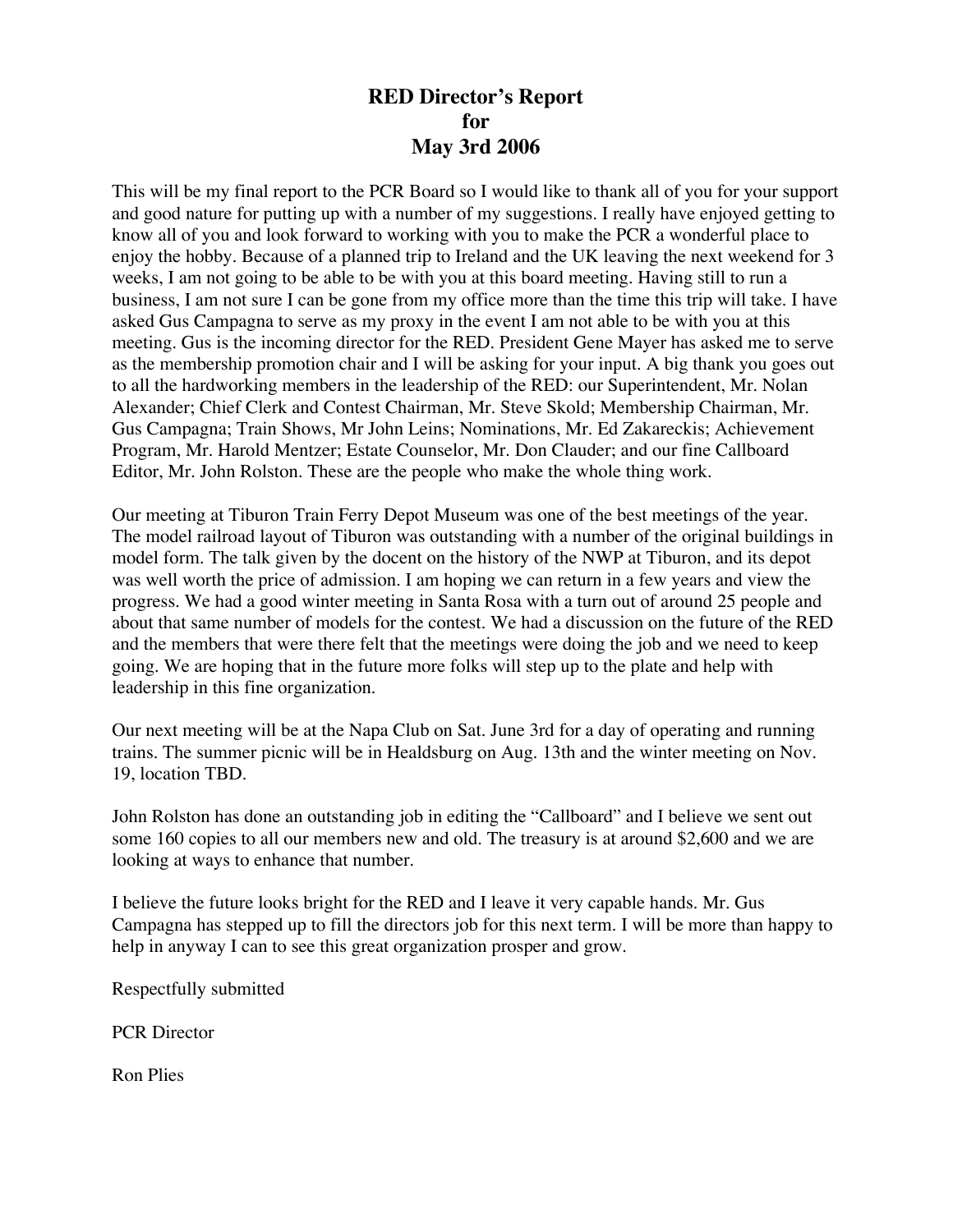# RED Director's Report
# for
# May 3rd 2006

This will be my final report to the PCR Board so I would like to thank all of you for your support and good nature for putting up with a number of my suggestions. I really have enjoyed getting to know all of you and look forward to working with you to make the PCR a wonderful place to enjoy the hobby. Because of a planned trip to Ireland and the UK leaving the next weekend for 3 weeks, I am not going to be able to be with you at this board meeting. Having still to run a business, I am not sure I can be gone from my office more than the time this trip will take. I have asked Gus Campagna to serve as my proxy in the event I am not able to be with you at this meeting. Gus is the incoming director for the RED. President Gene Mayer has asked me to serve as the membership promotion chair and I will be asking for your input. A big thank you goes out to all the hardworking members in the leadership of the RED: our Superintendent, Mr. Nolan Alexander; Chief Clerk and Contest Chairman, Mr. Steve Skold; Membership Chairman, Mr. Gus Campagna; Train Shows, Mr John Leins; Nominations, Mr. Ed Zakareckis; Achievement Program, Mr. Harold Mentzer; Estate Counselor, Mr. Don Clauder; and our fine Callboard Editor, Mr. John Rolston. These are the people who make the whole thing work.

Our meeting at Tiburon Train Ferry Depot Museum was one of the best meetings of the year. The model railroad layout of Tiburon was outstanding with a number of the original buildings in model form. The talk given by the docent on the history of the NWP at Tiburon, and its depot was well worth the price of admission. I am hoping we can return in a few years and view the progress. We had a good winter meeting in Santa Rosa with a turn out of around 25 people and about that same number of models for the contest. We had a discussion on the future of the RED and the members that were there felt that the meetings were doing the job and we need to keep going. We are hoping that in the future more folks will step up to the plate and help with leadership in this fine organization.

Our next meeting will be at the Napa Club on Sat. June 3rd for a day of operating and running trains. The summer picnic will be in Healdsburg on Aug. 13th and the winter meeting on Nov. 19, location TBD.

John Rolston has done an outstanding job in editing the "Callboard" and I believe we sent out some 160 copies to all our members new and old. The treasury is at around $2,600 and we are looking at ways to enhance that number.

I believe the future looks bright for the RED and I leave it very capable hands. Mr. Gus Campagna has stepped up to fill the directors job for this next term. I will be more than happy to help in anyway I can to see this great organization prosper and grow.

Respectfully submitted

PCR Director

Ron Plies